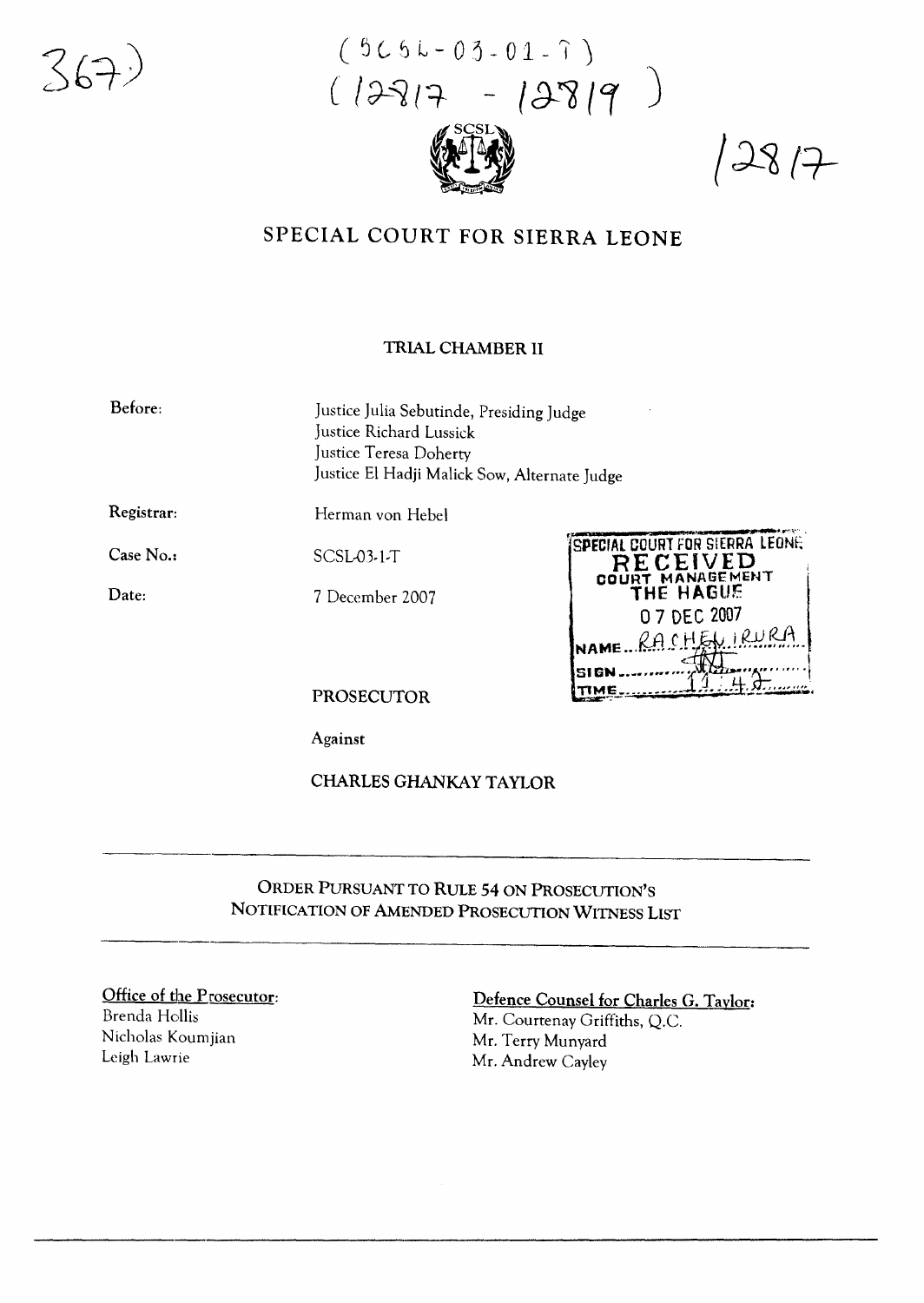367)

(SCSL-03-01-T)
(12817 - 12819)

12817

# SPECIAL COURT FOR SIERRA LEONE

## TRIAL CHAMBER II

| | |
|---|---|
| Before: | Justice Julia Sebutinde, Presiding Judge<br>Justice Richard Lussick<br>Justice Teresa Doherty<br>Justice El Hadji Malick Sow, Alternate Judge |
| Registrar: | Herman von Hebel |
| Case No.: | SCSL-03-1-T |
| Date: | 7 December 2007 |

SPECIAL COURT FOR SIERRA LEONE
RECEIVED
COURT MANAGEMENT
THE HAGUE
07 DEC 2007
NAME RACHEL IRURA
SIGN
TIME 11:42

PROSECUTOR

Against

CHARLES GHANKAY TAYLOR

---

## ORDER PURSUANT TO RULE 54 ON PROSECUTION'S NOTIFICATION OF AMENDED PROSECUTION WITNESS LIST

---

**Office of the Prosecutor:**
Brenda Hollis
Nicholas Koumjian
Leigh Lawrie

**Defence Counsel for Charles G. Taylor:**
Mr. Courtenay Griffiths, Q.C.
Mr. Terry Munyard
Mr. Andrew Cayley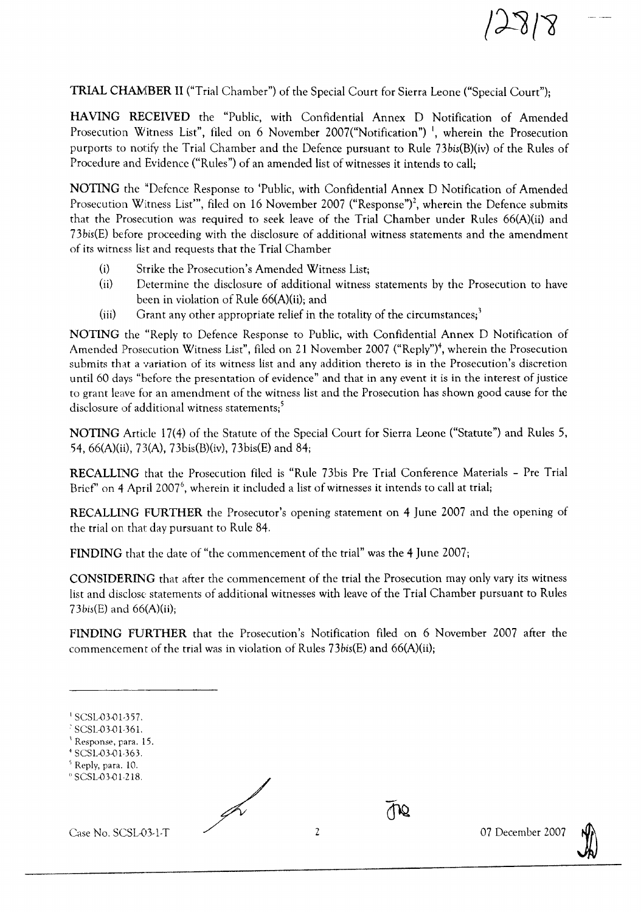**TRIAL CHAMBER II** ("Trial Chamber") of the Special Court for Sierra Leone ("Special Court");

**HAVING RECEIVED** the "Public, with Confidential Annex D Notification of Amended Prosecution Witness List", filed on 6 November 2007("Notification") [1], wherein the Prosecution purports to notify the Trial Chamber and the Defence pursuant to Rule 73*bis*(B)(iv) of the Rules of Procedure and Evidence ("Rules") of an amended list of witnesses it intends to call;

**NOTING** the "Defence Response to 'Public, with Confidential Annex D Notification of Amended Prosecution Witness List'", filed on 16 November 2007 ("Response")[2], wherein the Defence submits that the Prosecution was required to seek leave of the Trial Chamber under Rules 66(A)(ii) and 73*bis*(E) before proceeding with the disclosure of additional witness statements and the amendment of its witness list and requests that the Trial Chamber

(i) Strike the Prosecution's Amended Witness List;
(ii) Determine the disclosure of additional witness statements by the Prosecution to have been in violation of Rule 66(A)(ii); and
(iii) Grant any other appropriate relief in the totality of the circumstances;[3]

**NOTING** the "Reply to Defence Response to Public, with Confidential Annex D Notification of Amended Prosecution Witness List", filed on 21 November 2007 ("Reply")[4], wherein the Prosecution submits that a variation of its witness list and any addition thereto is in the Prosecution's discretion until 60 days "before the presentation of evidence" and that in any event it is in the interest of justice to grant leave for an amendment of the witness list and the Prosecution has shown good cause for the disclosure of additional witness statements;[5]

**NOTING** Article 17(4) of the Statute of the Special Court for Sierra Leone ("Statute") and Rules 5, 54, 66(A)(ii), 73(A), 73bis(B)(iv), 73bis(E) and 84;

**RECALLING** that the Prosecution filed is "Rule 73bis Pre Trial Conference Materials – Pre Trial Brief" on 4 April 2007[6], wherein it included a list of witnesses it intends to call at trial;

**RECALLING FURTHER** the Prosecutor's opening statement on 4 June 2007 and the opening of the trial on that day pursuant to Rule 84.

**FINDING** that the date of "the commencement of the trial" was the 4 June 2007;

**CONSIDERING** that after the commencement of the trial the Prosecution may only vary its witness list and disclose statements of additional witnesses with leave of the Trial Chamber pursuant to Rules 73*bis*(E) and 66(A)(ii);

**FINDING FURTHER** that the Prosecution's Notification filed on 6 November 2007 after the commencement of the trial was in violation of Rules 73*bis*(E) and 66(A)(ii);

---

[1] SCSL-03-01-357.
[2] SCSL-03-01-361.
[3] Response, para. 15.
[4] SCSL-03-01-363.
[5] Reply, para. 10.
[6] SCSL-03-01-218.

Case No. SCSL-03-1-T 07 December 2007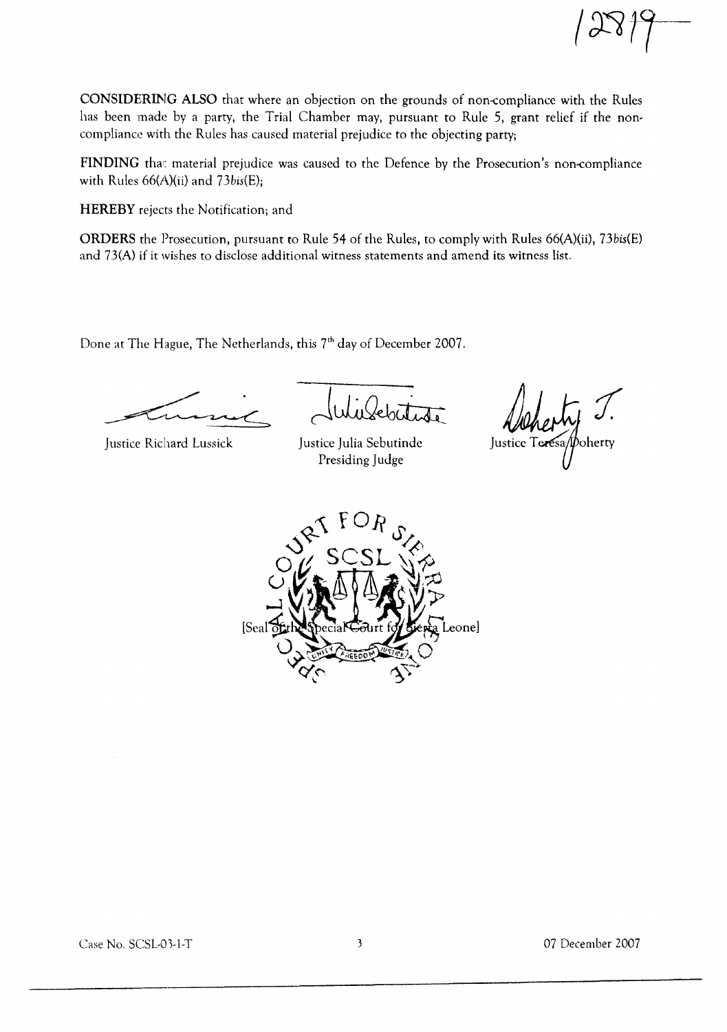**CONSIDERING ALSO** that where an objection on the grounds of non-compliance with the Rules has been made by a party, the Trial Chamber may, pursuant to Rule 5, grant relief if the non-compliance with the Rules has caused material prejudice to the objecting party;

**FINDING** that material prejudice was caused to the Defence by the Prosecution's non-compliance with Rules 66(A)(ii) and 73*bis*(E);

**HEREBY** rejects the Notification; and

**ORDERS** the Prosecution, pursuant to Rule 54 of the Rules, to comply with Rules 66(A)(ii), 73*bis*(E) and 73(A) if it wishes to disclose additional witness statements and amend its witness list.

Done at The Hague, The Netherlands, this 7th day of December 2007.

Justice Richard Lussick

Justice Julia Sebutinde
Presiding Judge

Justice Teresa Doherty

[Seal of the Special Court for Sierra Leone]